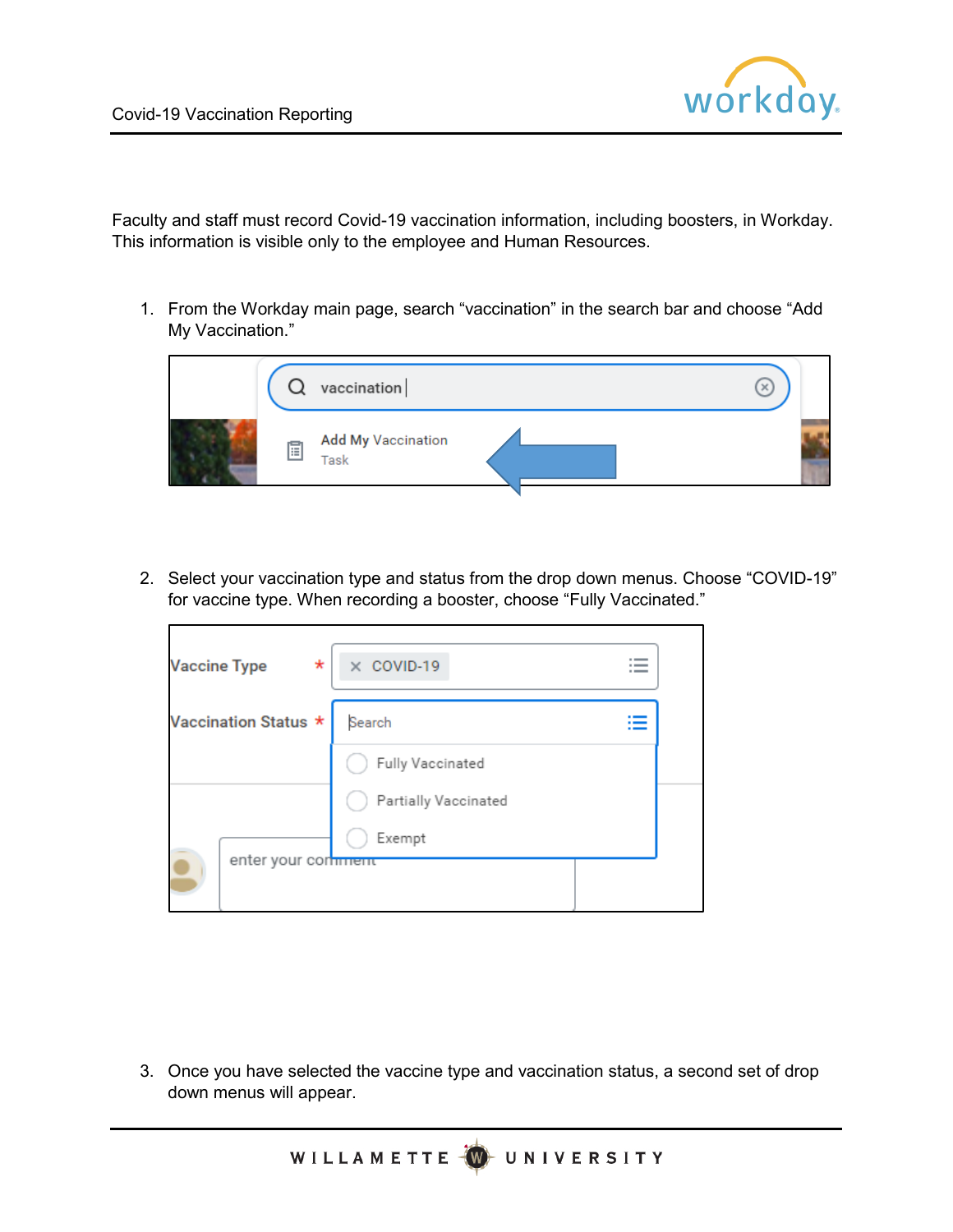Faculty and staff must record Covid-19 vaccination information, including boosters, in Workday. This information is visible only to the employee and Human Resources.

1. From the Workday main page, search "vaccination" in the search bar and choose "Add My Vaccination."

2. Select your vaccination type and status from the drop down menus. Choose "COVID-19" for vaccine type. When recording a booster, choose "Fully Vaccinated."

3. Once you have selected the vaccine type and vaccination status, a second set of drop down menus will appear.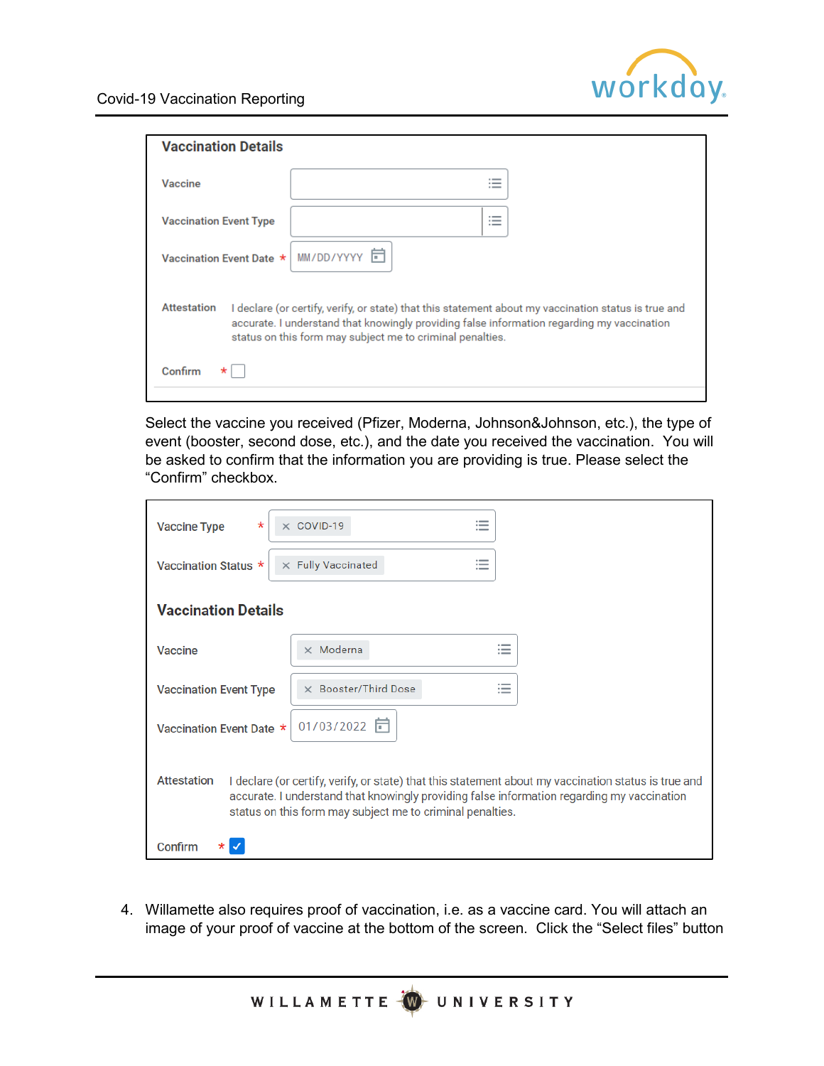**Vaccination Details**

Vaccine

Vaccination Event Type

Vaccination Event Date * MM/DD/YYYY

Attestation I declare (or certify, verify, or state) that this statement about my vaccination status is true and accurate. I understand that knowingly providing false information regarding my vaccination status on this form may subject me to criminal penalties.

Confirm *

Select the vaccine you received (Pfizer, Moderna, Johnson&Johnson, etc.), the type of event (booster, second dose, etc.), and the date you received the vaccination. You will be asked to confirm that the information you are providing is true. Please select the “Confirm” checkbox.

Vaccine Type * COVID-19

Vaccination Status * Fully Vaccinated

**Vaccination Details**

Vaccine Moderna

Vaccination Event Type Booster/Third Dose

Vaccination Event Date * 01/03/2022

Attestation I declare (or certify, verify, or state) that this statement about my vaccination status is true and accurate. I understand that knowingly providing false information regarding my vaccination status on this form may subject me to criminal penalties.

Confirm * ✓

4. Willamette also requires proof of vaccination, i.e. as a vaccine card. You will attach an image of your proof of vaccine at the bottom of the screen. Click the “Select files” button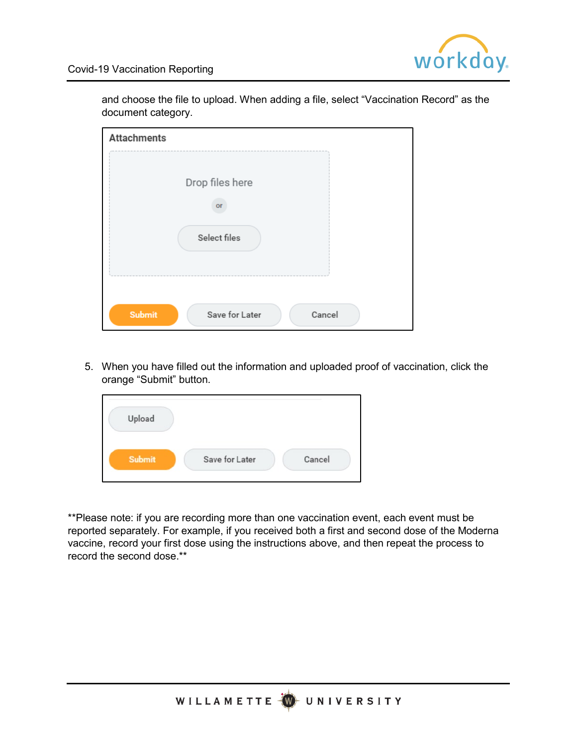and choose the file to upload. When adding a file, select “Vaccination Record” as the document category.

5. When you have filled out the information and uploaded proof of vaccination, click the orange “Submit” button.

**Please note: if you are recording more than one vaccination event, each event must be reported separately. For example, if you received both a first and second dose of the Moderna vaccine, record your first dose using the instructions above, and then repeat the process to record the second dose.**